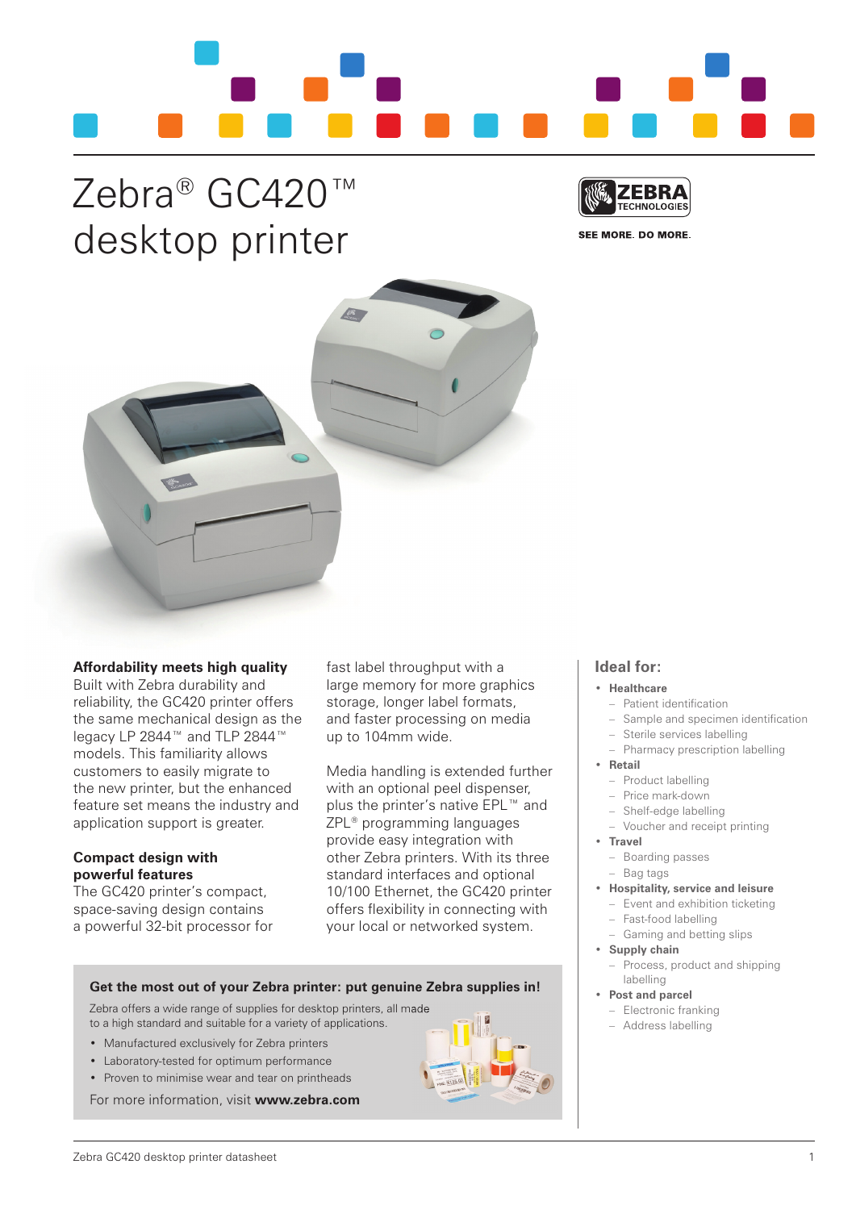# Zebra® GC420™ desktop printer

ZEBRA TECHNOLOGIES

SEE MORE. DO MORE.

## Affordability meets high quality

Built with Zebra durability and reliability, the GC420 printer offers the same mechanical design as the legacy LP 2844™ and TLP 2844™ models. This familiarity allows customers to easily migrate to the new printer, but the enhanced feature set means the industry and application support is greater.

## Compact design with powerful features

The GC420 printer's compact, space-saving design contains a powerful 32-bit processor for fast label throughput with a large memory for more graphics storage, longer label formats, and faster processing on media up to 104mm wide.

Media handling is extended further with an optional peel dispenser, plus the printer's native EPL™ and ZPL® programming languages provide easy integration with other Zebra printers. With its three standard interfaces and optional 10/100 Ethernet, the GC420 printer offers flexibility in connecting with your local or networked system.

### Get the most out of your Zebra printer: put genuine Zebra supplies in!

Zebra offers a wide range of supplies for desktop printers, all made to a high standard and suitable for a variety of applications.

- Manufactured exclusively for Zebra printers
- Laboratory-tested for optimum performance
- Proven to minimise wear and tear on printheads

For more information, visit **www.zebra.com**

## Ideal for:

- **Healthcare**
  - Patient identification
  - Sample and specimen identification
  - Sterile services labelling
  - Pharmacy prescription labelling
- **Retail**
  - Product labelling
  - Price mark-down
  - Shelf-edge labelling
  - Voucher and receipt printing
- **Travel**
  - Boarding passes
  - Bag tags
- **Hospitality, service and leisure**
  - Event and exhibition ticketing
  - Fast-food labelling
  - Gaming and betting slips
- **Supply chain**
  - Process, product and shipping labelling
- **Post and parcel**
  - Electronic franking
  - Address labelling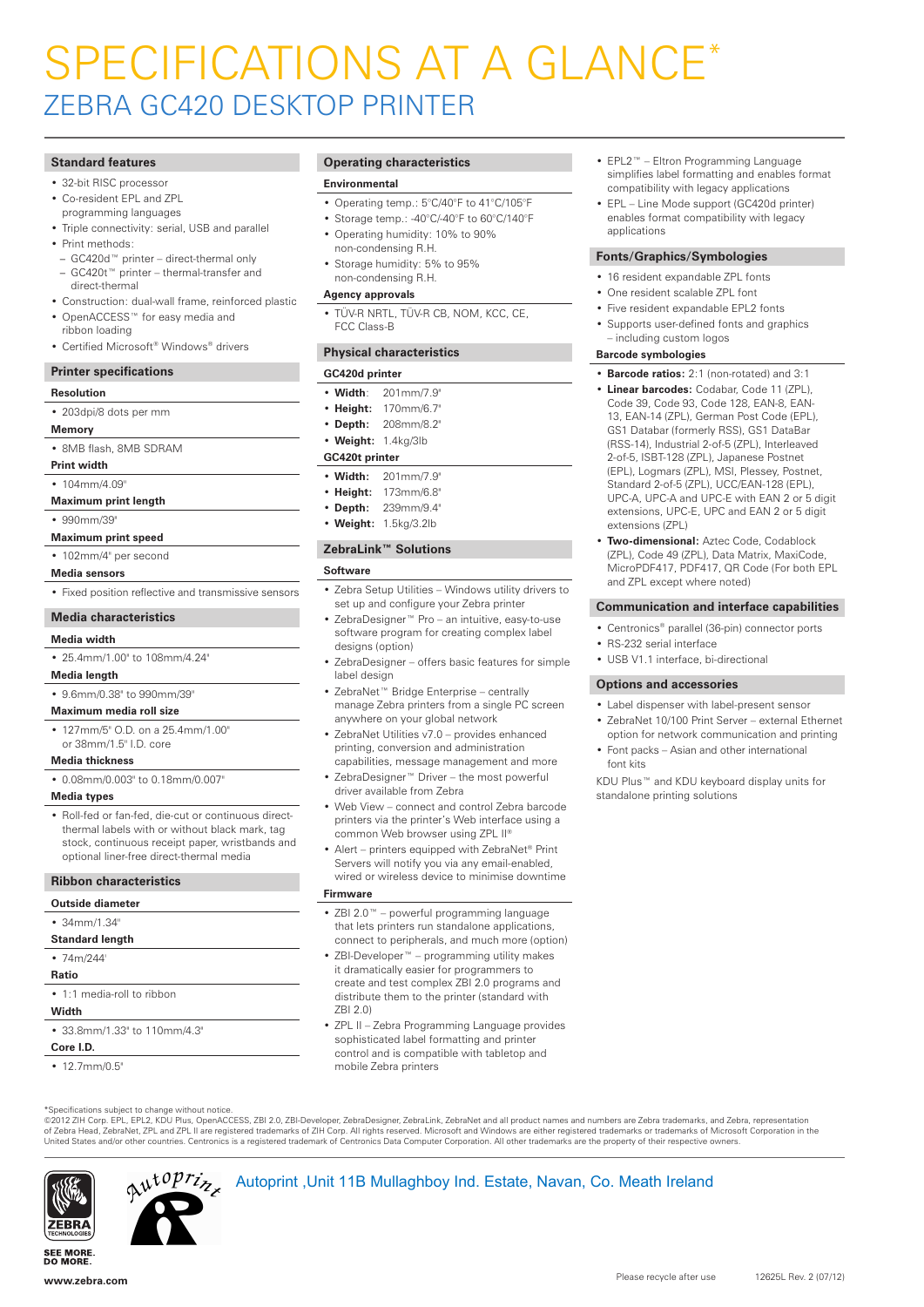# SPECIFICATIONS AT A GLANCE*

## ZEBRA GC420 DESKTOP PRINTER

### Standard features

- 32-bit RISC processor
- Co-resident EPL and ZPL programming languages
- Triple connectivity: serial, USB and parallel
- Print methods:
  - GC420d™ printer – direct-thermal only
  - GC420t™ printer – thermal-transfer and direct-thermal
- Construction: dual-wall frame, reinforced plastic
- OpenACCESS™ for easy media and ribbon loading
- Certified Microsoft® Windows® drivers

### Printer specifications

**Resolution**

- 203dpi/8 dots per mm

**Memory**

- 8MB flash, 8MB SDRAM

**Print width**

- 104mm/4.09"

**Maximum print length**

- 990mm/39"

**Maximum print speed**

- 102mm/4" per second

**Media sensors**

- Fixed position reflective and transmissive sensors

### Media characteristics

**Media width**

- 25.4mm/1.00" to 108mm/4.24"

**Media length**

- 9.6mm/0.38" to 990mm/39"

**Maximum media roll size**

- 127mm/5" O.D. on a 25.4mm/1.00" or 38mm/1.5" I.D. core

**Media thickness**

- 0.08mm/0.003" to 0.18mm/0.007"

**Media types**

- Roll-fed or fan-fed, die-cut or continuous direct-thermal labels with or without black mark, tag stock, continuous receipt paper, wristbands and optional liner-free direct-thermal media

### Ribbon characteristics

**Outside diameter**

- 34mm/1.34"

**Standard length**

- 74m/244'

**Ratio**

- 1:1 media-roll to ribbon

**Width**

- 33.8mm/1.33" to 110mm/4.3"

**Core I.D.**

- 12.7mm/0.5"

### Operating characteristics

**Environmental**

- Operating temp.: 5°C/40°F to 41°C/105°F
- Storage temp.: -40°C/-40°F to 60°C/140°F
- Operating humidity: 10% to 90% non-condensing R.H.
- Storage humidity: 5% to 95% non-condensing R.H.

**Agency approvals**

- TÜV-R NRTL, TÜV-R CB, NOM, KCC, CE, FCC Class-B

### Physical characteristics

**GC420d printer**

- **Width:** 201mm/7.9"
- **Height:** 170mm/6.7"
- **Depth:** 208mm/8.2"
- **Weight:** 1.4kg/3lb

**GC420t printer**

- **Width:** 201mm/7.9"
- **Height:** 173mm/6.8"
- **Depth:** 239mm/9.4"
- **Weight:** 1.5kg/3.2lb

### ZebraLink™ Solutions

**Software**

- Zebra Setup Utilities – Windows utility drivers to set up and configure your Zebra printer
- ZebraDesigner™ Pro – an intuitive, easy-to-use software program for creating complex label designs (option)
- ZebraDesigner – offers basic features for simple label design
- ZebraNet™ Bridge Enterprise – centrally manage Zebra printers from a single PC screen anywhere on your global network
- ZebraNet Utilities v7.0 – provides enhanced printing, conversion and administration capabilities, message management and more
- ZebraDesigner™ Driver – the most powerful driver available from Zebra
- Web View – connect and control Zebra barcode printers via the printer's Web interface using a common Web browser using ZPL II®
- Alert – printers equipped with ZebraNet® Print Servers will notify you via any email-enabled, wired or wireless device to minimise downtime

**Firmware**

- ZBI 2.0™ – powerful programming language that lets printers run standalone applications, connect to peripherals, and much more (option)
- ZBI-Developer™ – programming utility makes it dramatically easier for programmers to create and test complex ZBI 2.0 programs and distribute them to the printer (standard with ZBI 2.0)
- ZPL II – Zebra Programming Language provides sophisticated label formatting and printer control and is compatible with tabletop and mobile Zebra printers
- EPL2™ – Eltron Programming Language simplifies label formatting and enables format compatibility with legacy applications
- EPL – Line Mode support (GC420d printer) enables format compatibility with legacy applications

### Fonts/Graphics/Symbologies

- 16 resident expandable ZPL fonts
- One resident scalable ZPL font
- Five resident expandable EPL2 fonts
- Supports user-defined fonts and graphics – including custom logos

**Barcode symbologies**

- **Barcode ratios:** 2:1 (non-rotated) and 3:1
- **Linear barcodes:** Codabar, Code 11 (ZPL), Code 39, Code 93, Code 128, EAN-8, EAN-13, EAN-14 (ZPL), German Post Code (EPL), GS1 Databar (formerly RSS), GS1 DataBar (RSS-14), Industrial 2-of-5 (ZPL), Interleaved 2-of-5, ISBT-128 (ZPL), Japanese Postnet (EPL), Logmars (ZPL), MSI, Plessey, Postnet, Standard 2-of-5 (ZPL), UCC/EAN-128 (EPL), UPC-A, UPC-A and UPC-E with EAN 2 or 5 digit extensions, UPC-E, UPC and EAN 2 or 5 digit extensions (ZPL)
- **Two-dimensional:** Aztec Code, Codablock (ZPL), Code 49 (ZPL), Data Matrix, MaxiCode, MicroPDF417, PDF417, QR Code (For both EPL and ZPL except where noted)

### Communication and interface capabilities

- Centronics® parallel (36-pin) connector ports
- RS-232 serial interface
- USB V1.1 interface, bi-directional

### Options and accessories

- Label dispenser with label-present sensor
- ZebraNet 10/100 Print Server – external Ethernet option for network communication and printing
- Font packs – Asian and other international font kits

KDU Plus™ and KDU keyboard display units for standalone printing solutions

*Specifications subject to change without notice.
©2012 ZIH Corp. EPL, EPL2, KDU Plus, OpenACCESS, ZBI 2.0, ZBI-Developer, ZebraDesigner, ZebraLink, ZebraNet and all product names and numbers are Zebra trademarks, and Zebra, representation of Zebra Head, ZebraNet, ZPL and ZPL II are registered trademarks of ZIH Corp. All rights reserved. Microsoft and Windows are either registered trademarks or trademarks of Microsoft Corporation in the United States and/or other countries. Centronics is a registered trademark of Centronics Data Computer Corporation. All other trademarks are the property of their respective owners.

Autoprint ,Unit 11B Mullaghboy Ind. Estate, Navan, Co. Meath Ireland

SEE MORE. DO MORE.

www.zebra.com

Please recycle after use 12625L Rev. 2 (07/12)